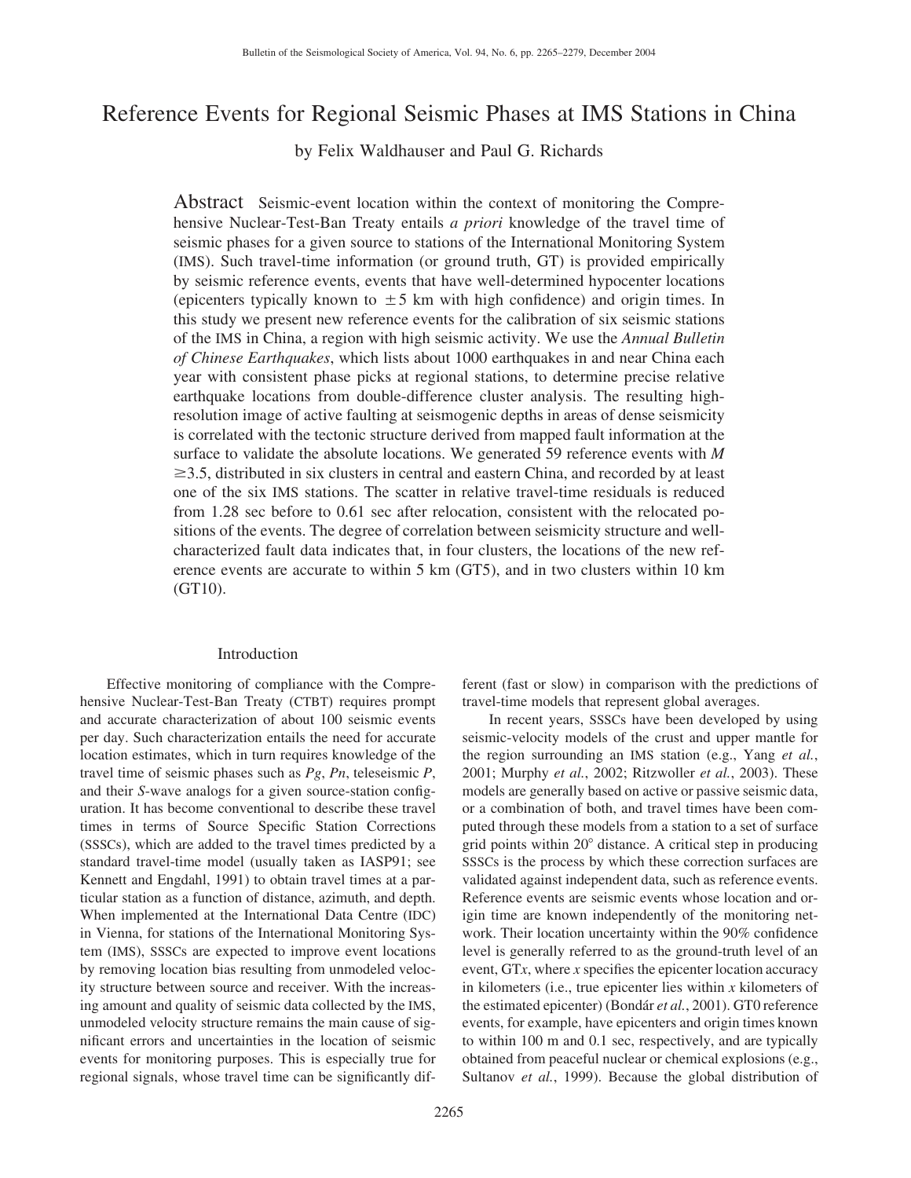# Reference Events for Regional Seismic Phases at IMS Stations in China

by Felix Waldhauser and Paul G. Richards

**Abstract** Seismic-event location within the context of monitoring the Comprehensive Nuclear-Test-Ban Treaty entails *a priori* knowledge of the travel time of seismic phases for a given source to stations of the International Monitoring System (IMS). Such travel-time information (or ground truth, GT) is provided empirically by seismic reference events, events that have well-determined hypocenter locations (epicenters typically known to $\pm 5$ km with high confidence) and origin times. In this study we present new reference events for the calibration of six seismic stations of the IMS in China, a region with high seismic activity. We use the *Annual Bulletin of Chinese Earthquakes*, which lists about 1000 earthquakes in and near China each year with consistent phase picks at regional stations, to determine precise relative earthquake locations from double-difference cluster analysis. The resulting high-resolution image of active faulting at seismogenic depths in areas of dense seismicity is correlated with the tectonic structure derived from mapped fault information at the surface to validate the absolute locations. We generated 59 reference events with $M \geq 3.5$, distributed in six clusters in central and eastern China, and recorded by at least one of the six IMS stations. The scatter in relative travel-time residuals is reduced from 1.28 sec before to 0.61 sec after relocation, consistent with the relocated positions of the events. The degree of correlation between seismicity structure and well-characterized fault data indicates that, in four clusters, the locations of the new reference events are accurate to within 5 km (GT5), and in two clusters within 10 km (GT10).

## Introduction

Effective monitoring of compliance with the Comprehensive Nuclear-Test-Ban Treaty (CTBT) requires prompt and accurate characterization of about 100 seismic events per day. Such characterization entails the need for accurate location estimates, which in turn requires knowledge of the travel time of seismic phases such as *Pg*, *Pn*, teleseismic *P*, and their *S*-wave analogs for a given source-station configuration. It has become conventional to describe these travel times in terms of Source Specific Station Corrections (SSSCs), which are added to the travel times predicted by a standard travel-time model (usually taken as IASP91; see Kennett and Engdahl, 1991) to obtain travel times at a particular station as a function of distance, azimuth, and depth. When implemented at the International Data Centre (IDC) in Vienna, for stations of the International Monitoring System (IMS), SSSCs are expected to improve event locations by removing location bias resulting from unmodeled velocity structure between source and receiver. With the increasing amount and quality of seismic data collected by the IMS, unmodeled velocity structure remains the main cause of significant errors and uncertainties in the location of seismic events for monitoring purposes. This is especially true for regional signals, whose travel time can be significantly different (fast or slow) in comparison with the predictions of travel-time models that represent global averages.

In recent years, SSSCs have been developed by using seismic-velocity models of the crust and upper mantle for the region surrounding an IMS station (e.g., Yang *et al.*, 2001; Murphy *et al.*, 2002; Ritzwoller *et al.*, 2003). These models are generally based on active or passive seismic data, or a combination of both, and travel times have been computed through these models from a station to a set of surface grid points within 20° distance. A critical step in producing SSSCs is the process by which these correction surfaces are validated against independent data, such as reference events. Reference events are seismic events whose location and origin time are known independently of the monitoring network. Their location uncertainty within the 90% confidence level is generally referred to as the ground-truth level of an event, GT*x*, where *x* specifies the epicenter location accuracy in kilometers (i.e., true epicenter lies within *x* kilometers of the estimated epicenter) (Bondár *et al.*, 2001). GT0 reference events, for example, have epicenters and origin times known to within 100 m and 0.1 sec, respectively, and are typically obtained from peaceful nuclear or chemical explosions (e.g., Sultanov *et al.*, 1999). Because the global distribution of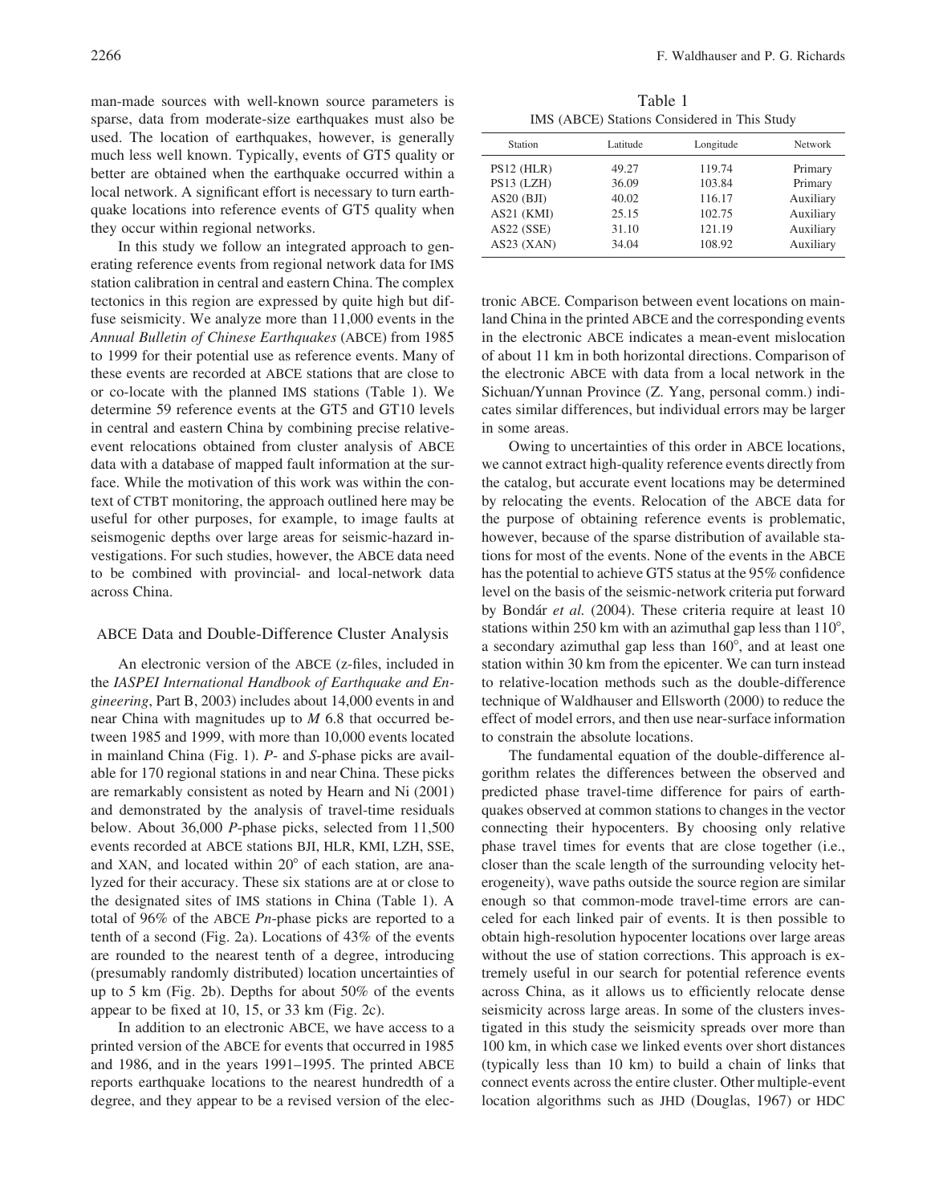man-made sources with well-known source parameters is sparse, data from moderate-size earthquakes must also be used. The location of earthquakes, however, is generally much less well known. Typically, events of GT5 quality or better are obtained when the earthquake occurred within a local network. A significant effort is necessary to turn earthquake locations into reference events of GT5 quality when they occur within regional networks.

In this study we follow an integrated approach to generating reference events from regional network data for IMS station calibration in central and eastern China. The complex tectonics in this region are expressed by quite high but diffuse seismicity. We analyze more than 11,000 events in the *Annual Bulletin of Chinese Earthquakes* (ABCE) from 1985 to 1999 for their potential use as reference events. Many of these events are recorded at ABCE stations that are close to or co-locate with the planned IMS stations (Table 1). We determine 59 reference events at the GT5 and GT10 levels in central and eastern China by combining precise relative-event relocations obtained from cluster analysis of ABCE data with a database of mapped fault information at the surface. While the motivation of this work was within the context of CTBT monitoring, the approach outlined here may be useful for other purposes, for example, to image faults at seismogenic depths over large areas for seismic-hazard investigations. For such studies, however, the ABCE data need to be combined with provincial- and local-network data across China.

## ABCE Data and Double-Difference Cluster Analysis

An electronic version of the ABCE (z-files, included in the *IASPEI International Handbook of Earthquake and Engineering*, Part B, 2003) includes about 14,000 events in and near China with magnitudes up to *M* 6.8 that occurred between 1985 and 1999, with more than 10,000 events located in mainland China (Fig. 1). *P*- and *S*-phase picks are available for 170 regional stations in and near China. These picks are remarkably consistent as noted by Hearn and Ni (2001) and demonstrated by the analysis of travel-time residuals below. About 36,000 *P*-phase picks, selected from 11,500 events recorded at ABCE stations BJI, HLR, KMI, LZH, SSE, and XAN, and located within 20° of each station, are analyzed for their accuracy. These six stations are at or close to the designated sites of IMS stations in China (Table 1). A total of 96% of the ABCE *Pn*-phase picks are reported to a tenth of a second (Fig. 2a). Locations of 43% of the events are rounded to the nearest tenth of a degree, introducing (presumably randomly distributed) location uncertainties of up to 5 km (Fig. 2b). Depths for about 50% of the events appear to be fixed at 10, 15, or 33 km (Fig. 2c).

In addition to an electronic ABCE, we have access to a printed version of the ABCE for events that occurred in 1985 and 1986, and in the years 1991–1995. The printed ABCE reports earthquake locations to the nearest hundredth of a degree, and they appear to be a revised version of the electronic ABCE. Comparison between event locations on mainland China in the printed ABCE and the corresponding events in the electronic ABCE indicates a mean-event mislocation of about 11 km in both horizontal directions. Comparison of the electronic ABCE with data from a local network in the Sichuan/Yunnan Province (Z. Yang, personal comm.) indicates similar differences, but individual errors may be larger in some areas.

Table 1
IMS (ABCE) Stations Considered in This Study

| Station | Latitude | Longitude | Network |
|---|---|---|---|
| PS12 (HLR) | 49.27 | 119.74 | Primary |
| PS13 (LZH) | 36.09 | 103.84 | Primary |
| AS20 (BJI) | 40.02 | 116.17 | Auxiliary |
| AS21 (KMI) | 25.15 | 102.75 | Auxiliary |
| AS22 (SSE) | 31.10 | 121.19 | Auxiliary |
| AS23 (XAN) | 34.04 | 108.92 | Auxiliary |

Owing to uncertainties of this order in ABCE locations, we cannot extract high-quality reference events directly from the catalog, but accurate event locations may be determined by relocating the events. Relocation of the ABCE data for the purpose of obtaining reference events is problematic, however, because of the sparse distribution of available stations for most of the events. None of the events in the ABCE has the potential to achieve GT5 status at the 95% confidence level on the basis of the seismic-network criteria put forward by Bondár *et al.* (2004). These criteria require at least 10 stations within 250 km with an azimuthal gap less than 110°, a secondary azimuthal gap less than 160°, and at least one station within 30 km from the epicenter. We can turn instead to relative-location methods such as the double-difference technique of Waldhauser and Ellsworth (2000) to reduce the effect of model errors, and then use near-surface information to constrain the absolute locations.

The fundamental equation of the double-difference algorithm relates the differences between the observed and predicted phase travel-time difference for pairs of earthquakes observed at common stations to changes in the vector connecting their hypocenters. By choosing only relative phase travel times for events that are close together (i.e., closer than the scale length of the surrounding velocity heterogeneity), wave paths outside the source region are similar enough so that common-mode travel-time errors are canceled for each linked pair of events. It is then possible to obtain high-resolution hypocenter locations over large areas without the use of station corrections. This approach is extremely useful in our search for potential reference events across China, as it allows us to efficiently relocate dense seismicity across large areas. In some of the clusters investigated in this study the seismicity spreads over more than 100 km, in which case we linked events over short distances (typically less than 10 km) to build a chain of links that connect events across the entire cluster. Other multiple-event location algorithms such as JHD (Douglas, 1967) or HDC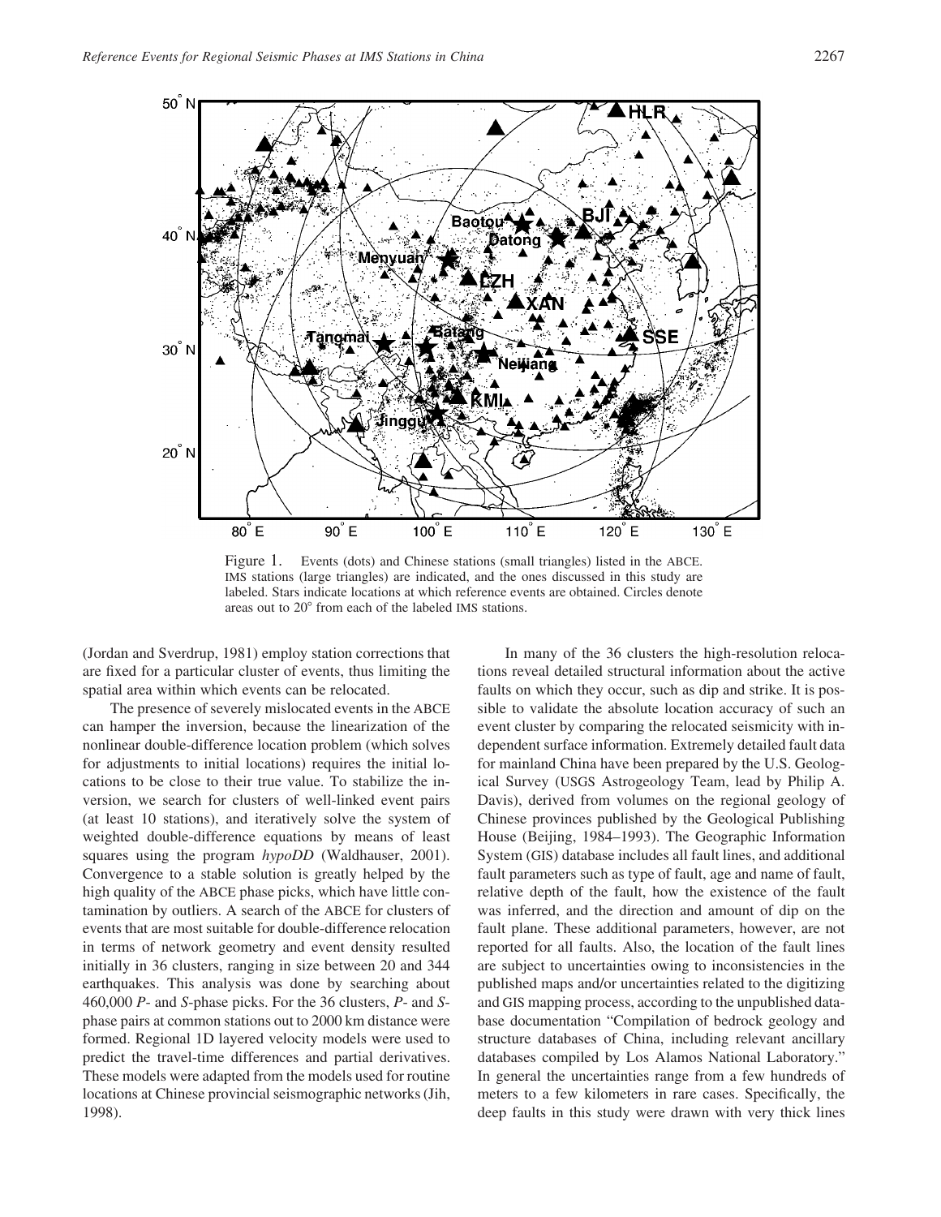Figure 1. Events (dots) and Chinese stations (small triangles) listed in the ABCE. IMS stations (large triangles) are indicated, and the ones discussed in this study are labeled. Stars indicate locations at which reference events are obtained. Circles denote areas out to 20° from each of the labeled IMS stations.

(Jordan and Sverdrup, 1981) employ station corrections that are fixed for a particular cluster of events, thus limiting the spatial area within which events can be relocated.

The presence of severely mislocated events in the ABCE can hamper the inversion, because the linearization of the nonlinear double-difference location problem (which solves for adjustments to initial locations) requires the initial locations to be close to their true value. To stabilize the inversion, we search for clusters of well-linked event pairs (at least 10 stations), and iteratively solve the system of weighted double-difference equations by means of least squares using the program *hypoDD* (Waldhauser, 2001). Convergence to a stable solution is greatly helped by the high quality of the ABCE phase picks, which have little contamination by outliers. A search of the ABCE for clusters of events that are most suitable for double-difference relocation in terms of network geometry and event density resulted initially in 36 clusters, ranging in size between 20 and 344 earthquakes. This analysis was done by searching about 460,000 *P*- and *S*-phase picks. For the 36 clusters, *P*- and *S*-phase pairs at common stations out to 2000 km distance were formed. Regional 1D layered velocity models were used to predict the travel-time differences and partial derivatives. These models were adapted from the models used for routine locations at Chinese provincial seismographic networks (Jih, 1998).

In many of the 36 clusters the high-resolution relocations reveal detailed structural information about the active faults on which they occur, such as dip and strike. It is possible to validate the absolute location accuracy of such an event cluster by comparing the relocated seismicity with independent surface information. Extremely detailed fault data for mainland China have been prepared by the U.S. Geological Survey (USGS Astrogeology Team, lead by Philip A. Davis), derived from volumes on the regional geology of Chinese provinces published by the Geological Publishing House (Beijing, 1984–1993). The Geographic Information System (GIS) database includes all fault lines, and additional fault parameters such as type of fault, age and name of fault, relative depth of the fault, how the existence of the fault was inferred, and the direction and amount of dip on the fault plane. These additional parameters, however, are not reported for all faults. Also, the location of the fault lines are subject to uncertainties owing to inconsistencies in the published maps and/or uncertainties related to the digitizing and GIS mapping process, according to the unpublished database documentation "Compilation of bedrock geology and structure databases of China, including relevant ancillary databases compiled by Los Alamos National Laboratory." In general the uncertainties range from a few hundreds of meters to a few kilometers in rare cases. Specifically, the deep faults in this study were drawn with very thick lines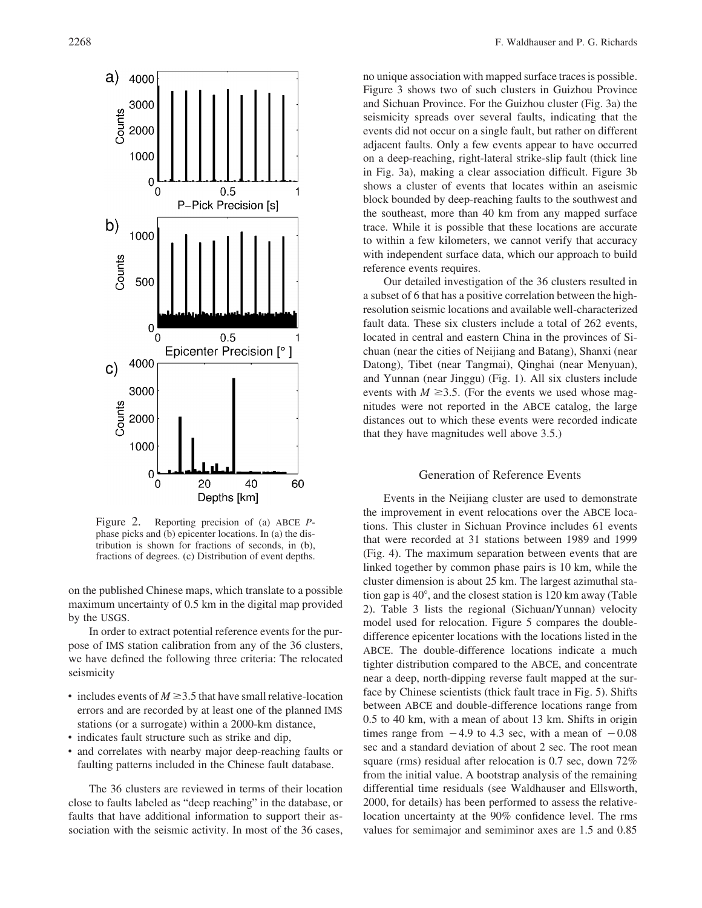Figure 2. Reporting precision of (a) ABCE *P*-phase picks and (b) epicenter locations. In (a) the distribution is shown for fractions of seconds, in (b), fractions of degrees. (c) Distribution of event depths.

on the published Chinese maps, which translate to a possible maximum uncertainty of 0.5 km in the digital map provided by the USGS.

In order to extract potential reference events for the purpose of IMS station calibration from any of the 36 clusters, we have defined the following three criteria: The relocated seismicity

- includes events of $M \geq 3.5$ that have small relative-location errors and are recorded by at least one of the planned IMS stations (or a surrogate) within a 2000-km distance,
- indicates fault structure such as strike and dip,
- and correlates with nearby major deep-reaching faults or faulting patterns included in the Chinese fault database.

The 36 clusters are reviewed in terms of their location close to faults labeled as "deep reaching" in the database, or faults that have additional information to support their association with the seismic activity. In most of the 36 cases, no unique association with mapped surface traces is possible. Figure 3 shows two of such clusters in Guizhou Province and Sichuan Province. For the Guizhou cluster (Fig. 3a) the seismicity spreads over several faults, indicating that the events did not occur on a single fault, but rather on different adjacent faults. Only a few events appear to have occurred on a deep-reaching, right-lateral strike-slip fault (thick line in Fig. 3a), making a clear association difficult. Figure 3b shows a cluster of events that locates within an aseismic block bounded by deep-reaching faults to the southwest and the southeast, more than 40 km from any mapped surface trace. While it is possible that these locations are accurate to within a few kilometers, we cannot verify that accuracy with independent surface data, which our approach to build reference events requires.

Our detailed investigation of the 36 clusters resulted in a subset of 6 that has a positive correlation between the high-resolution seismic locations and available well-characterized fault data. These six clusters include a total of 262 events, located in central and eastern China in the provinces of Sichuan (near the cities of Neijiang and Batang), Shanxi (near Datong), Tibet (near Tangmai), Qinghai (near Menyuan), and Yunnan (near Jinggu) (Fig. 1). All six clusters include events with $M \geq 3.5$. (For the events we used whose magnitudes were not reported in the ABCE catalog, the large distances out to which these events were recorded indicate that they have magnitudes well above 3.5.)

## Generation of Reference Events

Events in the Neijiang cluster are used to demonstrate the improvement in event relocations over the ABCE locations. This cluster in Sichuan Province includes 61 events that were recorded at 31 stations between 1989 and 1999 (Fig. 4). The maximum separation between events that are linked together by common phase pairs is 10 km, while the cluster dimension is about 25 km. The largest azimuthal station gap is 40°, and the closest station is 120 km away (Table 2). Table 3 lists the regional (Sichuan/Yunnan) velocity model used for relocation. Figure 5 compares the double-difference epicenter locations with the locations listed in the ABCE. The double-difference locations indicate a much tighter distribution compared to the ABCE, and concentrate near a deep, north-dipping reverse fault mapped at the surface by Chinese scientists (thick fault trace in Fig. 5). Shifts between ABCE and double-difference locations range from 0.5 to 40 km, with a mean of about 13 km. Shifts in origin times range from $-4.9$ to 4.3 sec, with a mean of $-0.08$ sec and a standard deviation of about 2 sec. The root mean square (rms) residual after relocation is 0.7 sec, down 72% from the initial value. A bootstrap analysis of the remaining differential time residuals (see Waldhauser and Ellsworth, 2000, for details) has been performed to assess the relative-location uncertainty at the 90% confidence level. The rms values for semimajor and semiminor axes are 1.5 and 0.85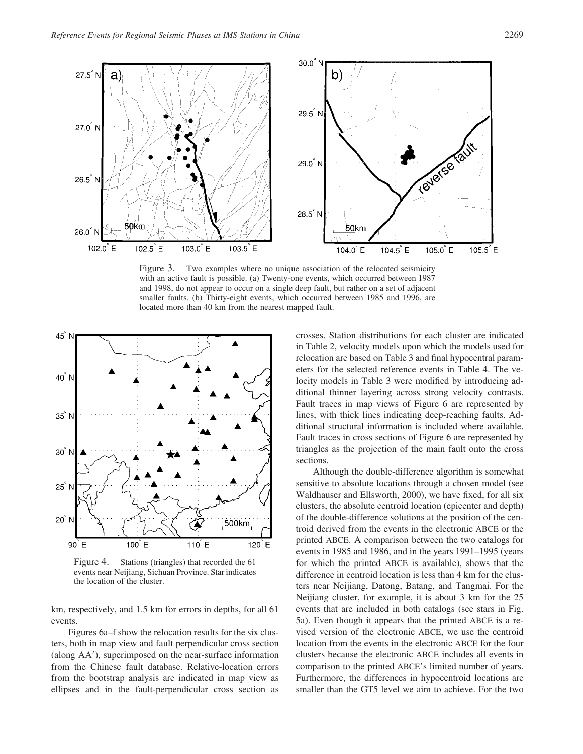Figure 3. Two examples where no unique association of the relocated seismicity with an active fault is possible. (a) Twenty-one events, which occurred between 1987 and 1998, do not appear to occur on a single deep fault, but rather on a set of adjacent smaller faults. (b) Thirty-eight events, which occurred between 1985 and 1996, are located more than 40 km from the nearest mapped fault.

Figure 4. Stations (triangles) that recorded the 61 events near Neijiang, Sichuan Province. Star indicates the location of the cluster.

km, respectively, and 1.5 km for errors in depths, for all 61 events.

Figures 6a–f show the relocation results for the six clusters, both in map view and fault perpendicular cross section (along AA′), superimposed on the near-surface information from the Chinese fault database. Relative-location errors from the bootstrap analysis are indicated in map view as ellipses and in the fault-perpendicular cross section as crosses. Station distributions for each cluster are indicated in Table 2, velocity models upon which the models used for relocation are based on Table 3 and final hypocentral parameters for the selected reference events in Table 4. The velocity models in Table 3 were modified by introducing additional thinner layering across strong velocity contrasts. Fault traces in map views of Figure 6 are represented by lines, with thick lines indicating deep-reaching faults. Additional structural information is included where available. Fault traces in cross sections of Figure 6 are represented by triangles as the projection of the main fault onto the cross sections.

Although the double-difference algorithm is somewhat sensitive to absolute locations through a chosen model (see Waldhauser and Ellsworth, 2000), we have fixed, for all six clusters, the absolute centroid location (epicenter and depth) of the double-difference solutions at the position of the centroid derived from the events in the electronic ABCE or the printed ABCE. A comparison between the two catalogs for events in 1985 and 1986, and in the years 1991–1995 (years for which the printed ABCE is available), shows that the difference in centroid location is less than 4 km for the clusters near Neijiang, Datong, Batang, and Tangmai. For the Neijiang cluster, for example, it is about 3 km for the 25 events that are included in both catalogs (see stars in Fig. 5a). Even though it appears that the printed ABCE is a revised version of the electronic ABCE, we use the centroid location from the events in the electronic ABCE for the four clusters because the electronic ABCE includes all events in comparison to the printed ABCE's limited number of years. Furthermore, the differences in hypocentroid locations are smaller than the GT5 level we aim to achieve. For the two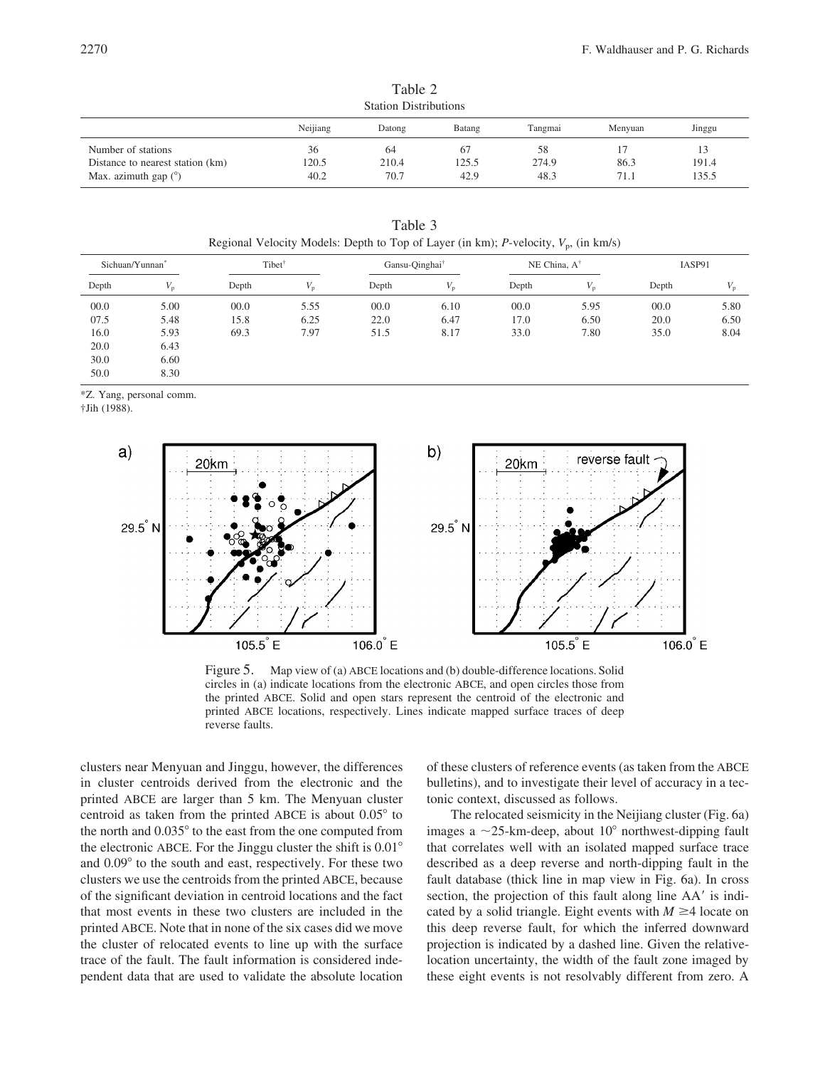Table 2
Station Distributions

| | Neijiang | Datong | Batang | Tangmai | Menyuan | Jinggu |
|---|---|---|---|---|---|---|
| Number of stations | 36 | 64 | 67 | 58 | 17 | 13 |
| Distance to nearest station (km) | 120.5 | 210.4 | 125.5 | 274.9 | 86.3 | 191.4 |
| Max. azimuth gap (°) | 40.2 | 70.7 | 42.9 | 48.3 | 71.1 | 135.5 |

Table 3
Regional Velocity Models: Depth to Top of Layer (in km); *P*-velocity, $V_p$, (in km/s)

| Sichuan/Yunnan* | | Tibet† | | Gansu-Qinghai† | | NE China, A† | | IASP91 | |
|---|---|---|---|---|---|---|---|---|---|
| Depth | $V_p$ | Depth | $V_p$ | Depth | $V_p$ | Depth | $V_p$ | Depth | $V_p$ |
| 00.0 | 5.00 | 00.0 | 5.55 | 00.0 | 6.10 | 00.0 | 5.95 | 00.0 | 5.80 |
| 07.5 | 5.48 | 15.8 | 6.25 | 22.0 | 6.47 | 17.0 | 6.50 | 20.0 | 6.50 |
| 16.0 | 5.93 | 69.3 | 7.97 | 51.5 | 8.17 | 33.0 | 7.80 | 35.0 | 8.04 |
| 20.0 | 6.43 | | | | | | | | |
| 30.0 | 6.60 | | | | | | | | |
| 50.0 | 8.30 | | | | | | | | |

*Z. Yang, personal comm.
†Jih (1988).

Figure 5. Map view of (a) ABCE locations and (b) double-difference locations. Solid circles in (a) indicate locations from the electronic ABCE, and open circles those from the printed ABCE. Solid and open stars represent the centroid of the electronic and printed ABCE locations, respectively. Lines indicate mapped surface traces of deep reverse faults.

clusters near Menyuan and Jinggu, however, the differences in cluster centroids derived from the electronic and the printed ABCE are larger than 5 km. The Menyuan cluster centroid as taken from the printed ABCE is about 0.05° to the north and 0.035° to the east from the one computed from the electronic ABCE. For the Jinggu cluster the shift is 0.01° and 0.09° to the south and east, respectively. For these two clusters we use the centroids from the printed ABCE, because of the significant deviation in centroid locations and the fact that most events in these two clusters are included in the printed ABCE. Note that in none of the six cases did we move the cluster of relocated events to line up with the surface trace of the fault. The fault information is considered independent data that are used to validate the absolute location of these clusters of reference events (as taken from the ABCE bulletins), and to investigate their level of accuracy in a tectonic context, discussed as follows.

The relocated seismicity in the Neijiang cluster (Fig. 6a) images a ~25-km-deep, about 10° northwest-dipping fault that correlates well with an isolated mapped surface trace described as a deep reverse and north-dipping fault in the fault database (thick line in map view in Fig. 6a). In cross section, the projection of this fault along line AA′ is indicated by a solid triangle. Eight events with $M \geq 4$ locate on this deep reverse fault, for which the inferred downward projection is indicated by a dashed line. Given the relative-location uncertainty, the width of the fault zone imaged by these eight events is not resolvably different from zero. A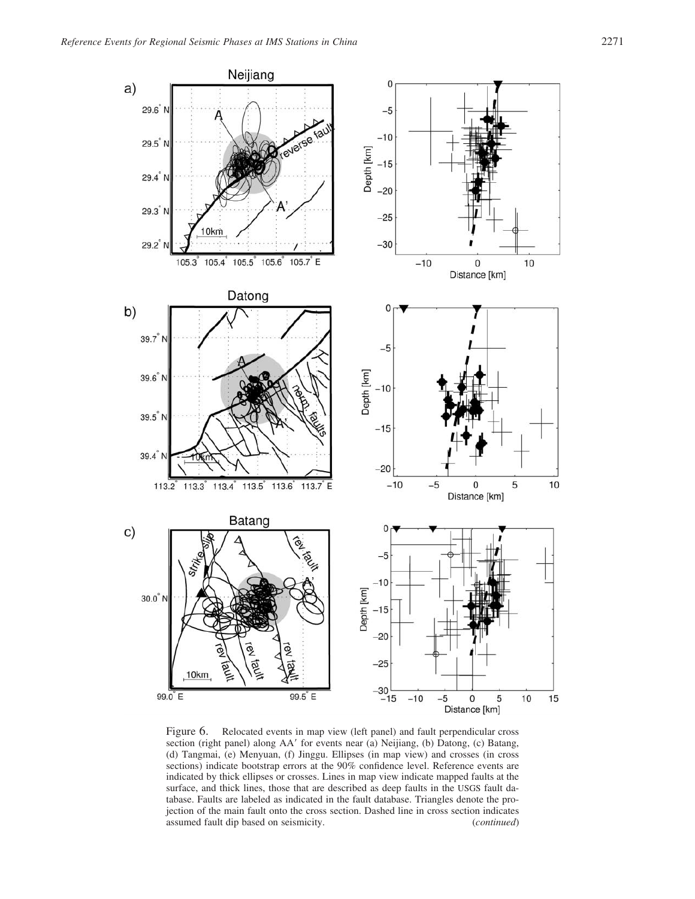Figure 6. Relocated events in map view (left panel) and fault perpendicular cross section (right panel) along AA′ for events near (a) Neijiang, (b) Datong, (c) Batang, (d) Tangmai, (e) Menyuan, (f) Jinggu. Ellipses (in map view) and crosses (in cross sections) indicate bootstrap errors at the 90% confidence level. Reference events are indicated by thick ellipses or crosses. Lines in map view indicate mapped faults at the surface, and thick lines, those that are described as deep faults in the USGS fault database. Faults are labeled as indicated in the fault database. Triangles denote the projection of the main fault onto the cross section. Dashed line in cross section indicates assumed fault dip based on seismicity. (*continued*)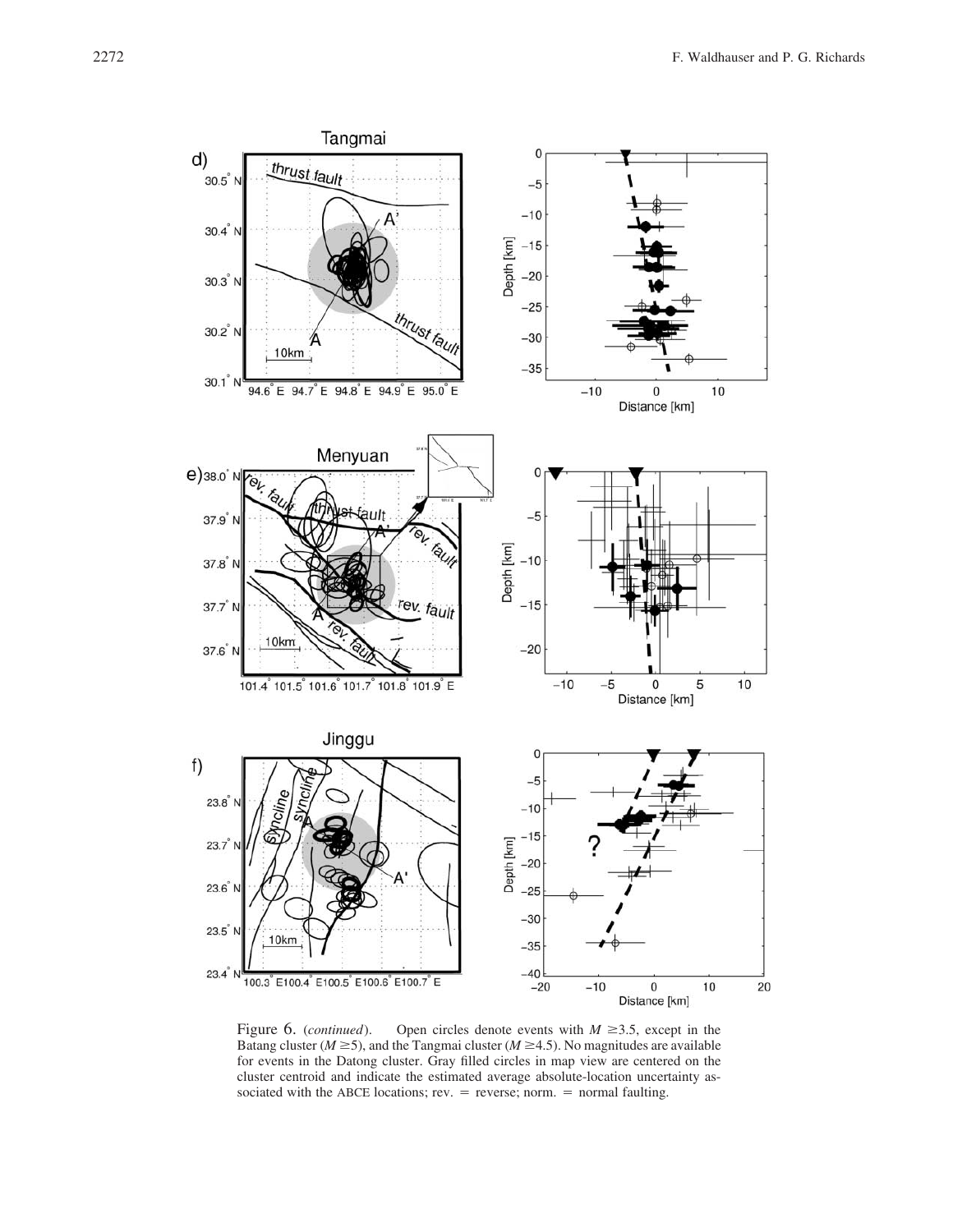Figure 6. (*continued*). Open circles denote events with $M \geq 3.5$, except in the Batang cluster ($M \geq 5$), and the Tangmai cluster ($M \geq 4.5$). No magnitudes are available for events in the Datong cluster. Gray filled circles in map view are centered on the cluster centroid and indicate the estimated average absolute-location uncertainty associated with the ABCE locations; rev. = reverse; norm. = normal faulting.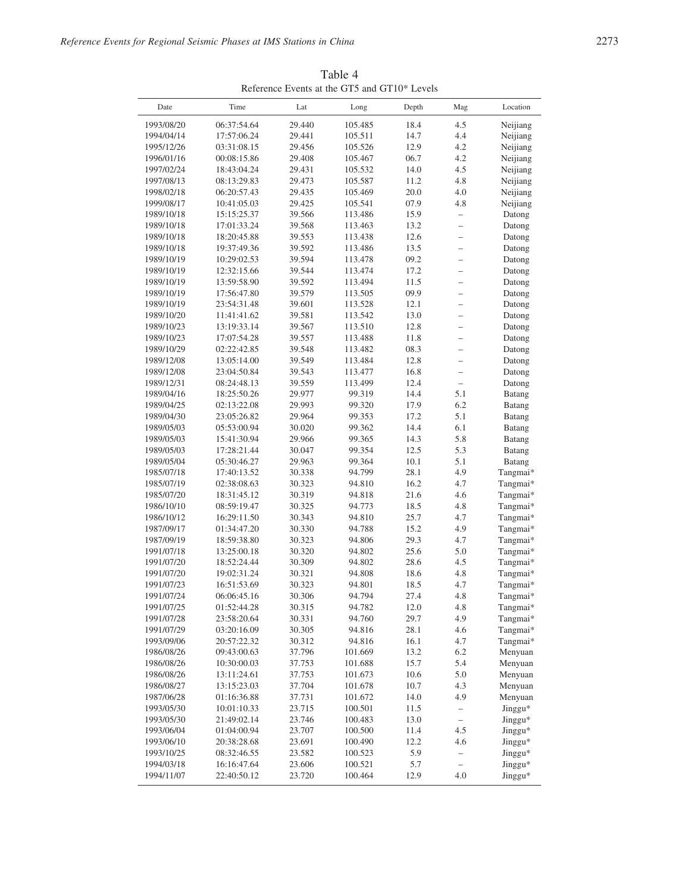Table 4
Reference Events at the GT5 and GT10* Levels

| Date | Time | Lat | Long | Depth | Mag | Location |
|---|---|---|---|---|---|---|
| 1993/08/20 | 06:37:54.64 | 29.440 | 105.485 | 18.4 | 4.5 | Neijiang |
| 1994/04/14 | 17:57:06.24 | 29.441 | 105.511 | 14.7 | 4.4 | Neijiang |
| 1995/12/26 | 03:31:08.15 | 29.456 | 105.526 | 12.9 | 4.2 | Neijiang |
| 1996/01/16 | 00:08:15.86 | 29.408 | 105.467 | 06.7 | 4.2 | Neijiang |
| 1997/02/24 | 18:43:04.24 | 29.431 | 105.532 | 14.0 | 4.5 | Neijiang |
| 1997/08/13 | 08:13:29.83 | 29.473 | 105.587 | 11.2 | 4.8 | Neijiang |
| 1998/02/18 | 06:20:57.43 | 29.435 | 105.469 | 20.0 | 4.0 | Neijiang |
| 1999/08/17 | 10:41:05.03 | 29.425 | 105.541 | 07.9 | 4.8 | Neijiang |
| 1989/10/18 | 15:15:25.37 | 39.566 | 113.486 | 15.9 | – | Datong |
| 1989/10/18 | 17:01:33.24 | 39.568 | 113.463 | 13.2 | – | Datong |
| 1989/10/18 | 18:20:45.88 | 39.553 | 113.438 | 12.6 | – | Datong |
| 1989/10/18 | 19:37:49.36 | 39.592 | 113.486 | 13.5 | – | Datong |
| 1989/10/19 | 10:29:02.53 | 39.594 | 113.478 | 09.2 | – | Datong |
| 1989/10/19 | 12:32:15.66 | 39.544 | 113.474 | 17.2 | – | Datong |
| 1989/10/19 | 13:59:58.90 | 39.592 | 113.494 | 11.5 | – | Datong |
| 1989/10/19 | 17:56:47.80 | 39.579 | 113.505 | 09.9 | – | Datong |
| 1989/10/19 | 23:54:31.48 | 39.601 | 113.528 | 12.1 | – | Datong |
| 1989/10/20 | 11:41:41.62 | 39.581 | 113.542 | 13.0 | – | Datong |
| 1989/10/23 | 13:19:33.14 | 39.567 | 113.510 | 12.8 | – | Datong |
| 1989/10/23 | 17:07:54.28 | 39.557 | 113.488 | 11.8 | – | Datong |
| 1989/10/29 | 02:22:42.85 | 39.548 | 113.482 | 08.3 | – | Datong |
| 1989/12/08 | 13:05:14.00 | 39.549 | 113.484 | 12.8 | – | Datong |
| 1989/12/08 | 23:04:50.84 | 39.543 | 113.477 | 16.8 | – | Datong |
| 1989/12/31 | 08:24:48.13 | 39.559 | 113.499 | 12.4 | – | Datong |
| 1989/04/16 | 18:25:50.26 | 29.977 | 99.319 | 14.4 | 5.1 | Batang |
| 1989/04/25 | 02:13:22.08 | 29.993 | 99.320 | 17.9 | 6.2 | Batang |
| 1989/04/30 | 23:05:26.82 | 29.964 | 99.353 | 17.2 | 5.1 | Batang |
| 1989/05/03 | 05:53:00.94 | 30.020 | 99.362 | 14.4 | 6.1 | Batang |
| 1989/05/03 | 15:41:30.94 | 29.966 | 99.365 | 14.3 | 5.8 | Batang |
| 1989/05/03 | 17:28:21.44 | 30.047 | 99.354 | 12.5 | 5.3 | Batang |
| 1989/05/04 | 05:30:46.27 | 29.963 | 99.364 | 10.1 | 5.1 | Batang |
| 1985/07/18 | 17:40:13.52 | 30.338 | 94.799 | 28.1 | 4.9 | Tangmai* |
| 1985/07/19 | 02:38:08.63 | 30.323 | 94.810 | 16.2 | 4.7 | Tangmai* |
| 1985/07/20 | 18:31:45.12 | 30.319 | 94.818 | 21.6 | 4.6 | Tangmai* |
| 1986/10/10 | 08:59:19.47 | 30.325 | 94.773 | 18.5 | 4.8 | Tangmai* |
| 1986/10/12 | 16:29:11.50 | 30.343 | 94.810 | 25.7 | 4.7 | Tangmai* |
| 1987/09/17 | 01:34:47.20 | 30.330 | 94.788 | 15.2 | 4.9 | Tangmai* |
| 1987/09/19 | 18:59:38.80 | 30.323 | 94.806 | 29.3 | 4.7 | Tangmai* |
| 1991/07/18 | 13:25:00.18 | 30.320 | 94.802 | 25.6 | 5.0 | Tangmai* |
| 1991/07/20 | 18:52:24.44 | 30.309 | 94.802 | 28.6 | 4.5 | Tangmai* |
| 1991/07/20 | 19:02:31.24 | 30.321 | 94.808 | 18.6 | 4.8 | Tangmai* |
| 1991/07/23 | 16:51:53.69 | 30.323 | 94.801 | 18.5 | 4.7 | Tangmai* |
| 1991/07/24 | 06:06:45.16 | 30.306 | 94.794 | 27.4 | 4.8 | Tangmai* |
| 1991/07/25 | 01:52:44.28 | 30.315 | 94.782 | 12.0 | 4.8 | Tangmai* |
| 1991/07/28 | 23:58:20.64 | 30.331 | 94.760 | 29.7 | 4.9 | Tangmai* |
| 1991/07/29 | 03:20:16.09 | 30.305 | 94.816 | 28.1 | 4.6 | Tangmai* |
| 1993/09/06 | 20:57:22.32 | 30.312 | 94.816 | 16.1 | 4.7 | Tangmai* |
| 1986/08/26 | 09:43:00.63 | 37.796 | 101.669 | 13.2 | 6.2 | Menyuan |
| 1986/08/26 | 10:30:00.03 | 37.753 | 101.688 | 15.7 | 5.4 | Menyuan |
| 1986/08/26 | 13:11:24.61 | 37.753 | 101.673 | 10.6 | 5.0 | Menyuan |
| 1986/08/27 | 13:15:23.03 | 37.704 | 101.678 | 10.7 | 4.3 | Menyuan |
| 1987/06/28 | 01:16:36.88 | 37.731 | 101.672 | 14.0 | 4.9 | Menyuan |
| 1993/05/30 | 10:01:10.33 | 23.715 | 100.501 | 11.5 | – | Jinggu* |
| 1993/05/30 | 21:49:02.14 | 23.746 | 100.483 | 13.0 | – | Jinggu* |
| 1993/06/04 | 01:04:00.94 | 23.707 | 100.500 | 11.4 | 4.5 | Jinggu* |
| 1993/06/10 | 20:38:28.68 | 23.691 | 100.490 | 12.2 | 4.6 | Jinggu* |
| 1993/10/25 | 08:32:46.55 | 23.582 | 100.523 | 5.9 | – | Jinggu* |
| 1994/03/18 | 16:16:47.64 | 23.606 | 100.521 | 5.7 | – | Jinggu* |
| 1994/11/07 | 22:40:50.12 | 23.720 | 100.464 | 12.9 | 4.0 | Jinggu* |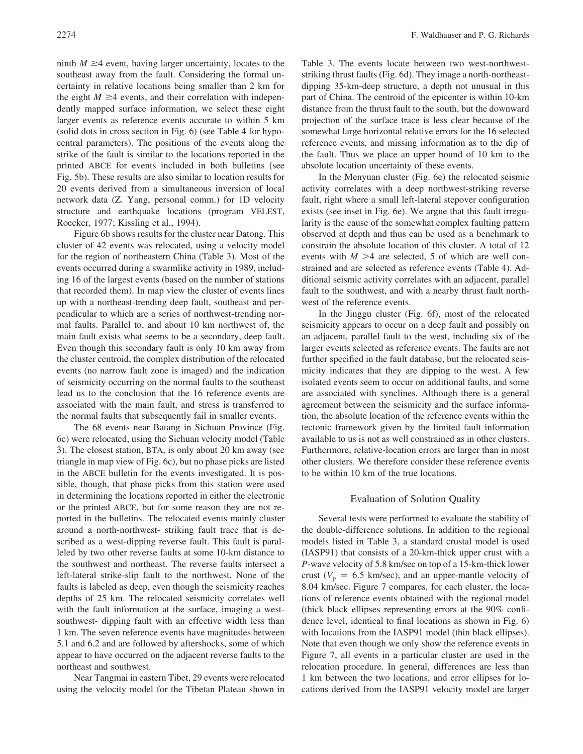ninth $M \geq 4$ event, having larger uncertainty, locates to the southeast away from the fault. Considering the formal uncertainty in relative locations being smaller than 2 km for the eight $M \geq 4$ events, and their correlation with independently mapped surface information, we select these eight larger events as reference events accurate to within 5 km (solid dots in cross section in Fig. 6) (see Table 4 for hypocentral parameters). The positions of the events along the strike of the fault is similar to the locations reported in the printed ABCE for events included in both bulletins (see Fig. 5b). These results are also similar to location results for 20 events derived from a simultaneous inversion of local network data (Z. Yang, personal comm.) for 1D velocity structure and earthquake locations (program VELEST, Roecker, 1977; Kissling et al., 1994).

Figure 6b shows results for the cluster near Datong. This cluster of 42 events was relocated, using a velocity model for the region of northeastern China (Table 3). Most of the events occurred during a swarmlike activity in 1989, including 16 of the largest events (based on the number of stations that recorded them). In map view the cluster of events lines up with a northeast-trending deep fault, southeast and perpendicular to which are a series of northwest-trending normal faults. Parallel to, and about 10 km northwest of, the main fault exists what seems to be a secondary, deep fault. Even though this secondary fault is only 10 km away from the cluster centroid, the complex distribution of the relocated events (no narrow fault zone is imaged) and the indication of seismicity occurring on the normal faults to the southeast lead us to the conclusion that the 16 reference events are associated with the main fault, and stress is transferred to the normal faults that subsequently fail in smaller events.

The 68 events near Batang in Sichuan Province (Fig. 6c) were relocated, using the Sichuan velocity model (Table 3). The closest station, BTA, is only about 20 km away (see triangle in map view of Fig. 6c), but no phase picks are listed in the ABCE bulletin for the events investigated. It is possible, though, that phase picks from this station were used in determining the locations reported in either the electronic or the printed ABCE, but for some reason they are not reported in the bulletins. The relocated events mainly cluster around a north-northwest- striking fault trace that is described as a west-dipping reverse fault. This fault is paralleled by two other reverse faults at some 10-km distance to the southwest and northeast. The reverse faults intersect a left-lateral strike-slip fault to the northwest. None of the faults is labeled as deep, even though the seismicity reaches depths of 25 km. The relocated seismicity correlates well with the fault information at the surface, imaging a west-southwest- dipping fault with an effective width less than 1 km. The seven reference events have magnitudes between 5.1 and 6.2 and are followed by aftershocks, some of which appear to have occurred on the adjacent reverse faults to the northeast and southwest.

Near Tangmai in eastern Tibet, 29 events were relocated using the velocity model for the Tibetan Plateau shown in Table 3. The events locate between two west-northwest-striking thrust faults (Fig. 6d). They image a north-northeast-dipping 35-km-deep structure, a depth not unusual in this part of China. The centroid of the epicenter is within 10-km distance from the thrust fault to the south, but the downward projection of the surface trace is less clear because of the somewhat large horizontal relative errors for the 16 selected reference events, and missing information as to the dip of the fault. Thus we place an upper bound of 10 km to the absolute location uncertainty of these events.

In the Menyuan cluster (Fig. 6e) the relocated seismic activity correlates with a deep northwest-striking reverse fault, right where a small left-lateral stepover configuration exists (see inset in Fig. 6e). We argue that this fault irregularity is the cause of the somewhat complex faulting pattern observed at depth and thus can be used as a benchmark to constrain the absolute location of this cluster. A total of 12 events with $M > 4$ are selected, 5 of which are well constrained and are selected as reference events (Table 4). Additional seismic activity correlates with an adjacent, parallel fault to the southwest, and with a nearby thrust fault northwest of the reference events.

In the Jinggu cluster (Fig. 6f), most of the relocated seismicity appears to occur on a deep fault and possibly on an adjacent, parallel fault to the west, including six of the larger events selected as reference events. The faults are not further specified in the fault database, but the relocated seismicity indicates that they are dipping to the west. A few isolated events seem to occur on additional faults, and some are associated with synclines. Although there is a general agreement between the seismicity and the surface information, the absolute location of the reference events within the tectonic framework given by the limited fault information available to us is not as well constrained as in other clusters. Furthermore, relative-location errors are larger than in most other clusters. We therefore consider these reference events to be within 10 km of the true locations.

## Evaluation of Solution Quality

Several tests were performed to evaluate the stability of the double-difference solutions. In addition to the regional models listed in Table 3, a standard crustal model is used (IASP91) that consists of a 20-km-thick upper crust with a $P$-wave velocity of 5.8 km/sec on top of a 15-km-thick lower crust ($V_p = 6.5$ km/sec), and an upper-mantle velocity of 8.04 km/sec. Figure 7 compares, for each cluster, the locations of reference events obtained with the regional model (thick black ellipses representing errors at the 90% confidence level, identical to final locations as shown in Fig. 6) with locations from the IASP91 model (thin black ellipses). Note that even though we only show the reference events in Figure 7, all events in a particular cluster are used in the relocation procedure. In general, differences are less than 1 km between the two locations, and error ellipses for locations derived from the IASP91 velocity model are larger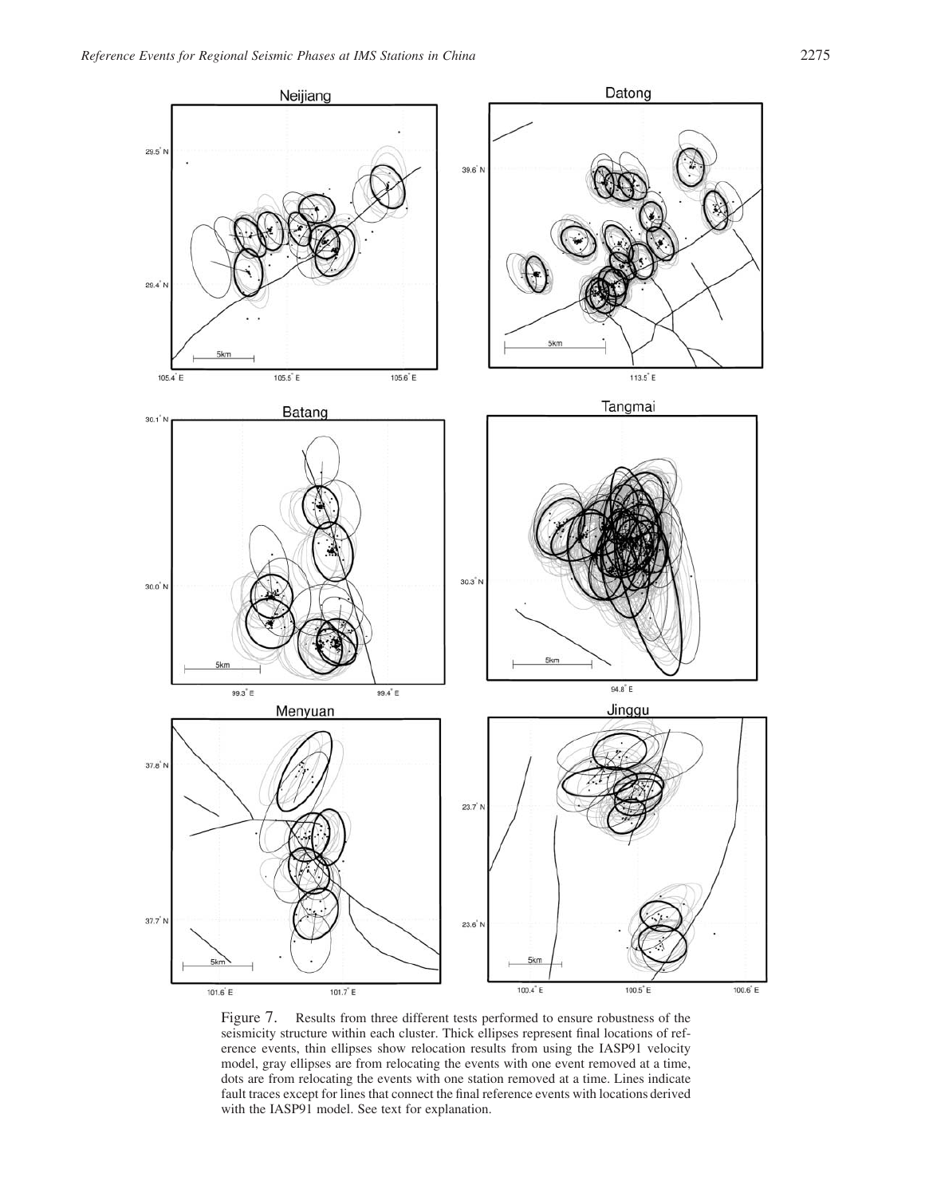Figure 7. Results from three different tests performed to ensure robustness of the seismicity structure within each cluster. Thick ellipses represent final locations of reference events, thin ellipses show relocation results from using the IASP91 velocity model, gray ellipses are from relocating the events with one event removed at a time, dots are from relocating the events with one station removed at a time. Lines indicate fault traces except for lines that connect the final reference events with locations derived with the IASP91 model. See text for explanation.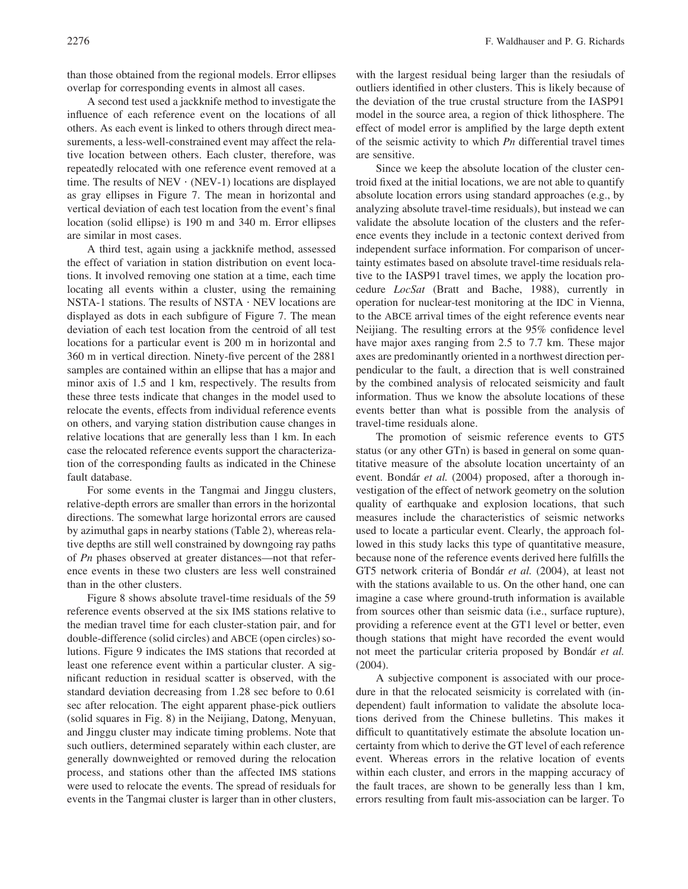than those obtained from the regional models. Error ellipses overlap for corresponding events in almost all cases.

A second test used a jackknife method to investigate the influence of each reference event on the locations of all others. As each event is linked to others through direct measurements, a less-well-constrained event may affect the relative location between others. Each cluster, therefore, was repeatedly relocated with one reference event removed at a time. The results of NEV · (NEV-1) locations are displayed as gray ellipses in Figure 7. The mean in horizontal and vertical deviation of each test location from the event's final location (solid ellipse) is 190 m and 340 m. Error ellipses are similar in most cases.

A third test, again using a jackknife method, assessed the effect of variation in station distribution on event locations. It involved removing one station at a time, each time locating all events within a cluster, using the remaining NSTA-1 stations. The results of NSTA · NEV locations are displayed as dots in each subfigure of Figure 7. The mean deviation of each test location from the centroid of all test locations for a particular event is 200 m in horizontal and 360 m in vertical direction. Ninety-five percent of the 2881 samples are contained within an ellipse that has a major and minor axis of 1.5 and 1 km, respectively. The results from these three tests indicate that changes in the model used to relocate the events, effects from individual reference events on others, and varying station distribution cause changes in relative locations that are generally less than 1 km. In each case the relocated reference events support the characterization of the corresponding faults as indicated in the Chinese fault database.

For some events in the Tangmai and Jinggu clusters, relative-depth errors are smaller than errors in the horizontal directions. The somewhat large horizontal errors are caused by azimuthal gaps in nearby stations (Table 2), whereas relative depths are still well constrained by downgoing ray paths of *Pn* phases observed at greater distances—not that reference events in these two clusters are less well constrained than in the other clusters.

Figure 8 shows absolute travel-time residuals of the 59 reference events observed at the six IMS stations relative to the median travel time for each cluster-station pair, and for double-difference (solid circles) and ABCE (open circles) solutions. Figure 9 indicates the IMS stations that recorded at least one reference event within a particular cluster. A significant reduction in residual scatter is observed, with the standard deviation decreasing from 1.28 sec before to 0.61 sec after relocation. The eight apparent phase-pick outliers (solid squares in Fig. 8) in the Neijiang, Datong, Menyuan, and Jinggu cluster may indicate timing problems. Note that such outliers, determined separately within each cluster, are generally downweighted or removed during the relocation process, and stations other than the affected IMS stations were used to relocate the events. The spread of residuals for events in the Tangmai cluster is larger than in other clusters, with the largest residual being larger than the resiudals of outliers identified in other clusters. This is likely because of the deviation of the true crustal structure from the IASP91 model in the source area, a region of thick lithosphere. The effect of model error is amplified by the large depth extent of the seismic activity to which *Pn* differential travel times are sensitive.

Since we keep the absolute location of the cluster centroid fixed at the initial locations, we are not able to quantify absolute location errors using standard approaches (e.g., by analyzing absolute travel-time residuals), but instead we can validate the absolute location of the clusters and the reference events they include in a tectonic context derived from independent surface information. For comparison of uncertainty estimates based on absolute travel-time residuals relative to the IASP91 travel times, we apply the location procedure *LocSat* (Bratt and Bache, 1988), currently in operation for nuclear-test monitoring at the IDC in Vienna, to the ABCE arrival times of the eight reference events near Neijiang. The resulting errors at the 95% confidence level have major axes ranging from 2.5 to 7.7 km. These major axes are predominantly oriented in a northwest direction perpendicular to the fault, a direction that is well constrained by the combined analysis of relocated seismicity and fault information. Thus we know the absolute locations of these events better than what is possible from the analysis of travel-time residuals alone.

The promotion of seismic reference events to GT5 status (or any other GTn) is based in general on some quantitative measure of the absolute location uncertainty of an event. Bondár *et al.* (2004) proposed, after a thorough investigation of the effect of network geometry on the solution quality of earthquake and explosion locations, that such measures include the characteristics of seismic networks used to locate a particular event. Clearly, the approach followed in this study lacks this type of quantitative measure, because none of the reference events derived here fulfills the GT5 network criteria of Bondár *et al.* (2004), at least not with the stations available to us. On the other hand, one can imagine a case where ground-truth information is available from sources other than seismic data (i.e., surface rupture), providing a reference event at the GT1 level or better, even though stations that might have recorded the event would not meet the particular criteria proposed by Bondár *et al.* (2004).

A subjective component is associated with our procedure in that the relocated seismicity is correlated with (independent) fault information to validate the absolute locations derived from the Chinese bulletins. This makes it difficult to quantitatively estimate the absolute location uncertainty from which to derive the GT level of each reference event. Whereas errors in the relative location of events within each cluster, and errors in the mapping accuracy of the fault traces, are shown to be generally less than 1 km, errors resulting from fault mis-association can be larger. To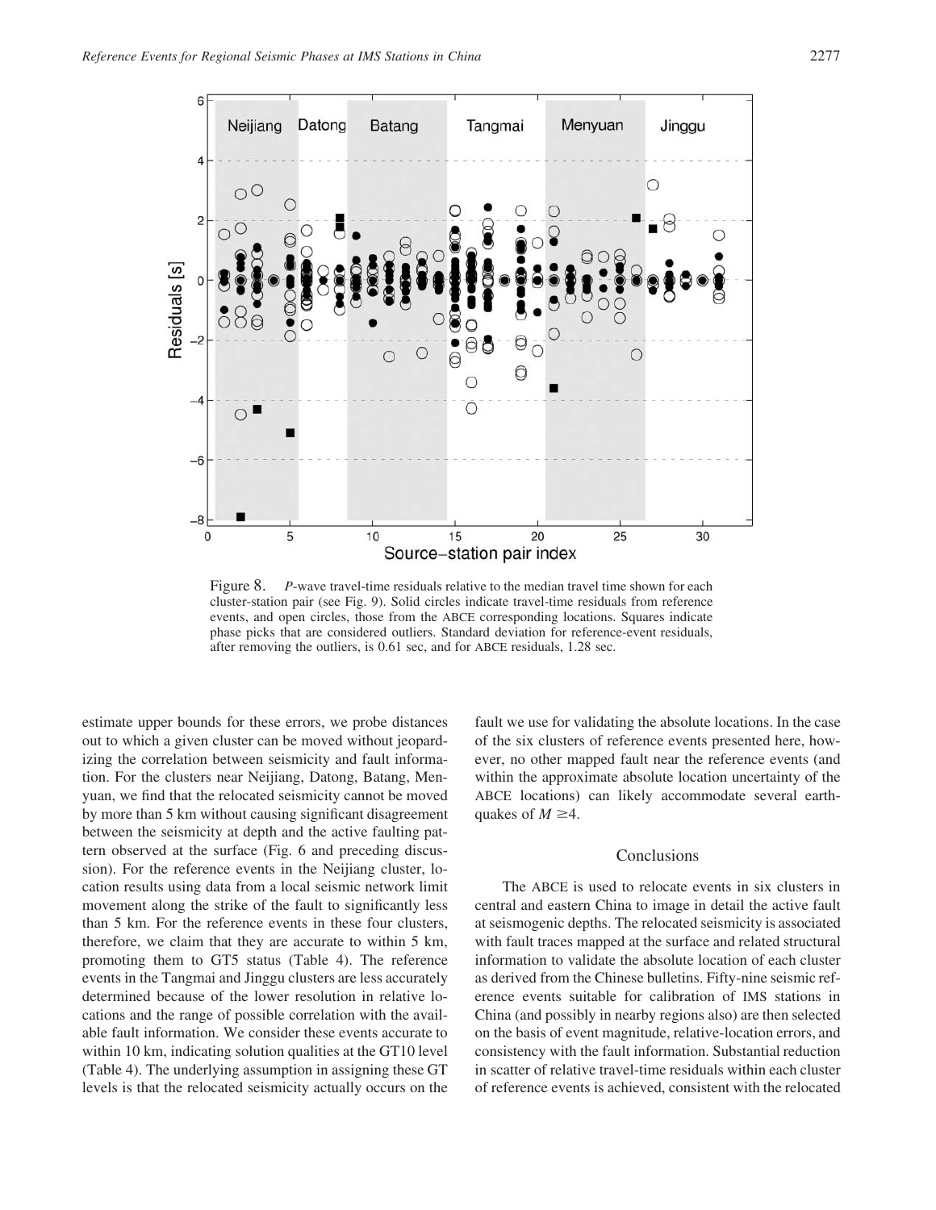Figure 8. *P*-wave travel-time residuals relative to the median travel time shown for each cluster-station pair (see Fig. 9). Solid circles indicate travel-time residuals from reference events, and open circles, those from the ABCE corresponding locations. Squares indicate phase picks that are considered outliers. Standard deviation for reference-event residuals, after removing the outliers, is 0.61 sec, and for ABCE residuals, 1.28 sec.

estimate upper bounds for these errors, we probe distances out to which a given cluster can be moved without jeopardizing the correlation between seismicity and fault information. For the clusters near Neijiang, Datong, Batang, Menyuan, we find that the relocated seismicity cannot be moved by more than 5 km without causing significant disagreement between the seismicity at depth and the active faulting pattern observed at the surface (Fig. 6 and preceding discussion). For the reference events in the Neijiang cluster, location results using data from a local seismic network limit movement along the strike of the fault to significantly less than 5 km. For the reference events in these four clusters, therefore, we claim that they are accurate to within 5 km, promoting them to GT5 status (Table 4). The reference events in the Tangmai and Jinggu clusters are less accurately determined because of the lower resolution in relative locations and the range of possible correlation with the available fault information. We consider these events accurate to within 10 km, indicating solution qualities at the GT10 level (Table 4). The underlying assumption in assigning these GT levels is that the relocated seismicity actually occurs on the fault we use for validating the absolute locations. In the case of the six clusters of reference events presented here, however, no other mapped fault near the reference events (and within the approximate absolute location uncertainty of the ABCE locations) can likely accommodate several earthquakes of $M \geq 4$.

## Conclusions

The ABCE is used to relocate events in six clusters in central and eastern China to image in detail the active fault at seismogenic depths. The relocated seismicity is associated with fault traces mapped at the surface and related structural information to validate the absolute location of each cluster as derived from the Chinese bulletins. Fifty-nine seismic reference events suitable for calibration of IMS stations in China (and possibly in nearby regions also) are then selected on the basis of event magnitude, relative-location errors, and consistency with the fault information. Substantial reduction in scatter of relative travel-time residuals within each cluster of reference events is achieved, consistent with the relocated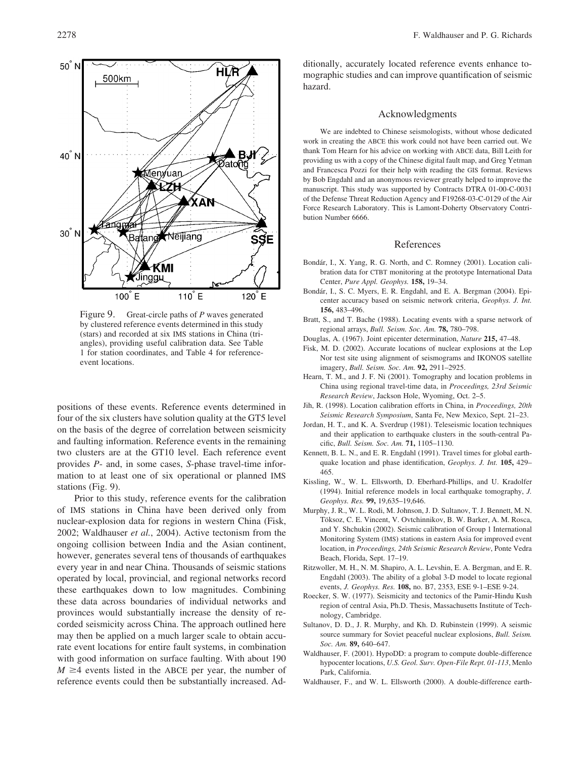Figure 9. Great-circle paths of *P* waves generated by clustered reference events determined in this study (stars) and recorded at six IMS stations in China (triangles), providing useful calibration data. See Table 1 for station coordinates, and Table 4 for reference-event locations.

positions of these events. Reference events determined in four of the six clusters have solution quality at the GT5 level on the basis of the degree of correlation between seismicity and faulting information. Reference events in the remaining two clusters are at the GT10 level. Each reference event provides *P*- and, in some cases, *S*-phase travel-time information to at least one of six operational or planned IMS stations (Fig. 9).

Prior to this study, reference events for the calibration of IMS stations in China have been derived only from nuclear-explosion data for regions in western China (Fisk, 2002; Waldhauser *et al.*, 2004). Active tectonism from the ongoing collision between India and the Asian continent, however, generates several tens of thousands of earthquakes every year in and near China. Thousands of seismic stations operated by local, provincial, and regional networks record these earthquakes down to low magnitudes. Combining these data across boundaries of individual networks and provinces would substantially increase the density of recorded seismicity across China. The approach outlined here may then be applied on a much larger scale to obtain accurate event locations for entire fault systems, in combination with good information on surface faulting. With about 190 $M \geq 4$ events listed in the ABCE per year, the number of reference events could then be substantially increased. Additionally, accurately located reference events enhance tomographic studies and can improve quantification of seismic hazard.

## Acknowledgments

We are indebted to Chinese seismologists, without whose dedicated work in creating the ABCE this work could not have been carried out. We thank Tom Hearn for his advice on working with ABCE data, Bill Leith for providing us with a copy of the Chinese digital fault map, and Greg Yetman and Francesca Pozzi for their help with reading the GIS format. Reviews by Bob Engdahl and an anonymous reviewer greatly helped to improve the manuscript. This study was supported by Contracts DTRA 01-00-C-0031 of the Defense Threat Reduction Agency and F19268-03-C-0129 of the Air Force Research Laboratory. This is Lamont-Doherty Observatory Contribution Number 6666.

## References

Bondár, I., X. Yang, R. G. North, and C. Romney (2001). Location calibration data for CTBT monitoring at the prototype International Data Center, *Pure Appl. Geophys.* **158,** 19–34.

Bondár, I., S. C. Myers, E. R. Engdahl, and E. A. Bergman (2004). Epicenter accuracy based on seismic network criteria, *Geophys. J. Int.* **156,** 483–496.

Bratt, S., and T. Bache (1988). Locating events with a sparse network of regional arrays, *Bull. Seism. Soc. Am.* **78,** 780–798.

Douglas, A. (1967). Joint epicenter determination, *Nature* **215,** 47–48.

Fisk, M. D. (2002). Accurate locations of nuclear explosions at the Lop Nor test site using alignment of seismograms and IKONOS satellite imagery, *Bull. Seism. Soc. Am.* **92,** 2911–2925.

Hearn, T. M., and J. F. Ni (2001). Tomography and location problems in China using regional travel-time data, in *Proceedings, 23rd Seismic Research Review*, Jackson Hole, Wyoming, Oct. 2–5.

Jih, R. (1998). Location calibration efforts in China, in *Proceedings, 20th Seismic Research Symposium*, Santa Fe, New Mexico, Sept. 21–23.

Jordan, H. T., and K. A. Sverdrup (1981). Teleseismic location techniques and their application to earthquake clusters in the south-central Pacific, *Bull. Seism. Soc. Am.* **71,** 1105–1130.

Kennett, B. L. N., and E. R. Engdahl (1991). Travel times for global earthquake location and phase identification, *Geophys. J. Int.* **105,** 429–465.

Kissling, W., W. L. Ellsworth, D. Eberhard-Phillips, and U. Kradolfer (1994). Initial reference models in local earthquake tomography, *J. Geophys. Res.* **99,** 19,635–19,646.

Murphy, J. R., W. L. Rodi, M. Johnson, J. D. Sultanov, T. J. Bennett, M. N. Töksoz, C. E. Vincent, V. Ovtchinnikov, B. W. Barker, A. M. Rosca, and Y. Shchukin (2002). Seismic calibration of Group 1 International Monitoring System (IMS) stations in eastern Asia for improved event location, in *Proceedings, 24th Seismic Research Review*, Ponte Vedra Beach, Florida, Sept. 17–19.

Ritzwoller, M. H., N. M. Shapiro, A. L. Levshin, E. A. Bergman, and E. R. Engdahl (2003). The ability of a global 3-D model to locate regional events, *J. Geophys. Res.* **108,** no. B7, 2353, ESE 9-1–ESE 9-24.

Roecker, S. W. (1977). Seismicity and tectonics of the Pamir-Hindu Kush region of central Asia, Ph.D. Thesis, Massachusetts Institute of Technology, Cambridge.

Sultanov, D. D., J. R. Murphy, and Kh. D. Rubinstein (1999). A seismic source summary for Soviet peaceful nuclear explosions, *Bull. Seism. Soc. Am.* **89,** 640–647.

Waldhauser, F. (2001). HypoDD: a program to compute double-difference hypocenter locations, *U.S. Geol. Surv. Open-File Rept. 01-113*, Menlo Park, California.

Waldhauser, F., and W. L. Ellsworth (2000). A double-difference earth-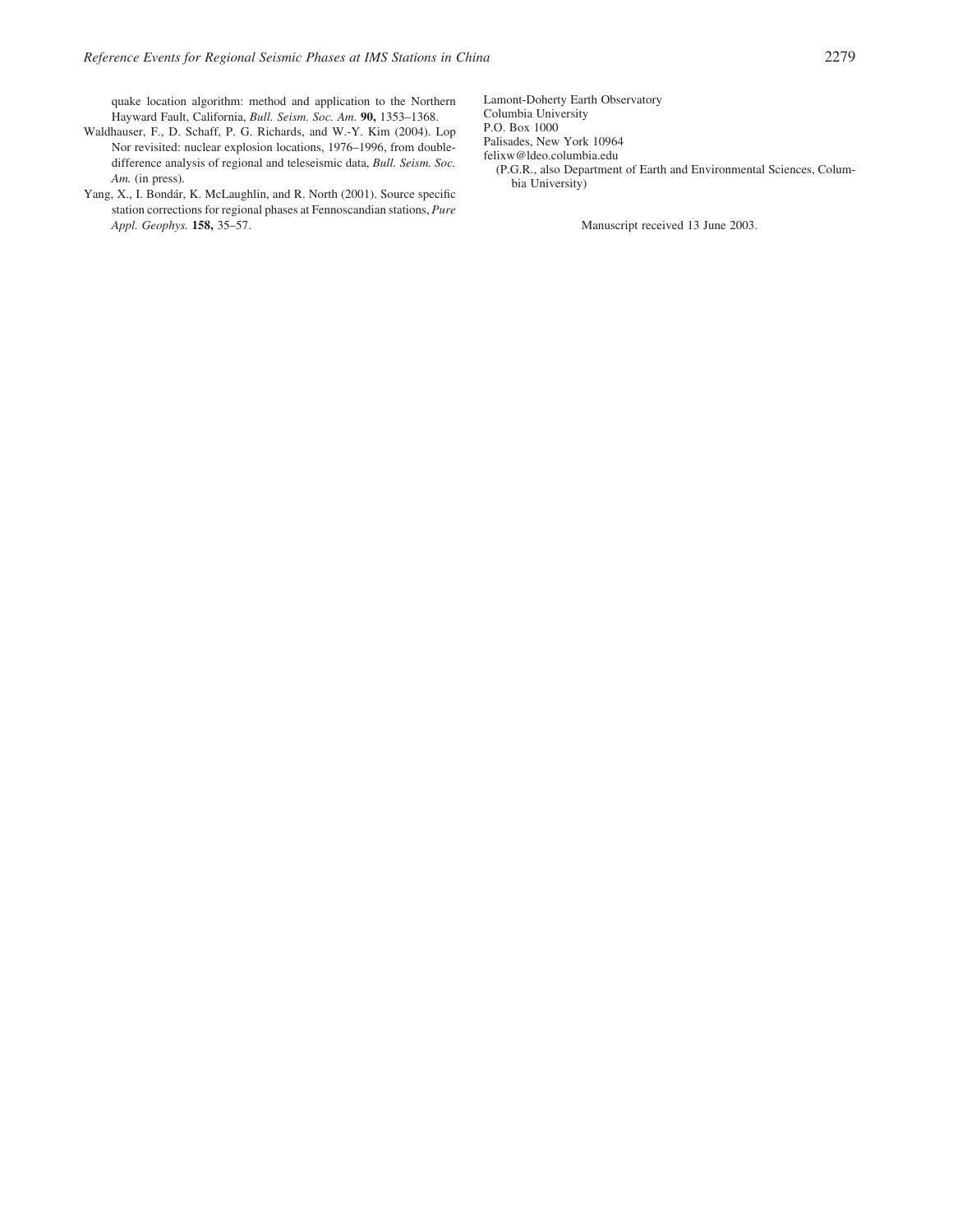quake location algorithm: method and application to the Northern Hayward Fault, California, *Bull. Seism. Soc. Am.* **90,** 1353–1368.

Waldhauser, F., D. Schaff, P. G. Richards, and W.-Y. Kim (2004). Lop Nor revisited: nuclear explosion locations, 1976–1996, from double-difference analysis of regional and teleseismic data, *Bull. Seism. Soc. Am.* (in press).

Yang, X., I. Bondár, K. McLaughlin, and R. North (2001). Source specific station corrections for regional phases at Fennoscandian stations, *Pure Appl. Geophys.* **158,** 35–57.

Lamont-Doherty Earth Observatory
Columbia University
P.O. Box 1000
Palisades, New York 10964
felixw@ldeo.columbia.edu
(P.G.R., also Department of Earth and Environmental Sciences, Columbia University)

Manuscript received 13 June 2003.